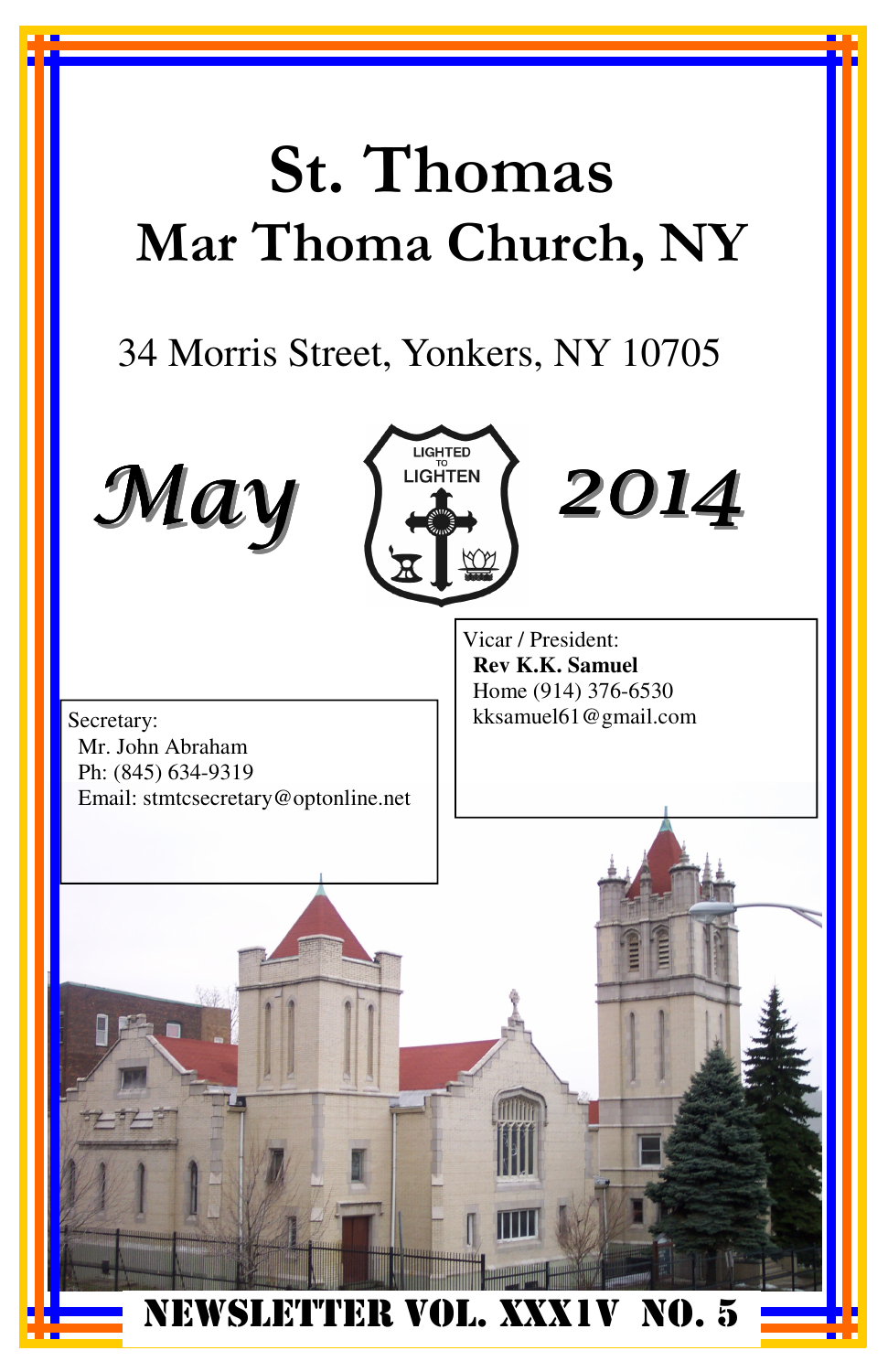# St. Thomas
# Mar Thoma Church, NY

34 Morris Street, Yonkers, NY 10705

*May* 2014

LIGHTED TO LIGHTEN

Vicar / President:
**Rev K.K. Samuel**
Home (914) 376-6530
kksamuel61@gmail.com

Secretary:
Mr. John Abraham
Ph: (845) 634-9319
Email: stmtcsecretary@optonline.net

**NEWSLETTER VOL. XXX1V NO. 5**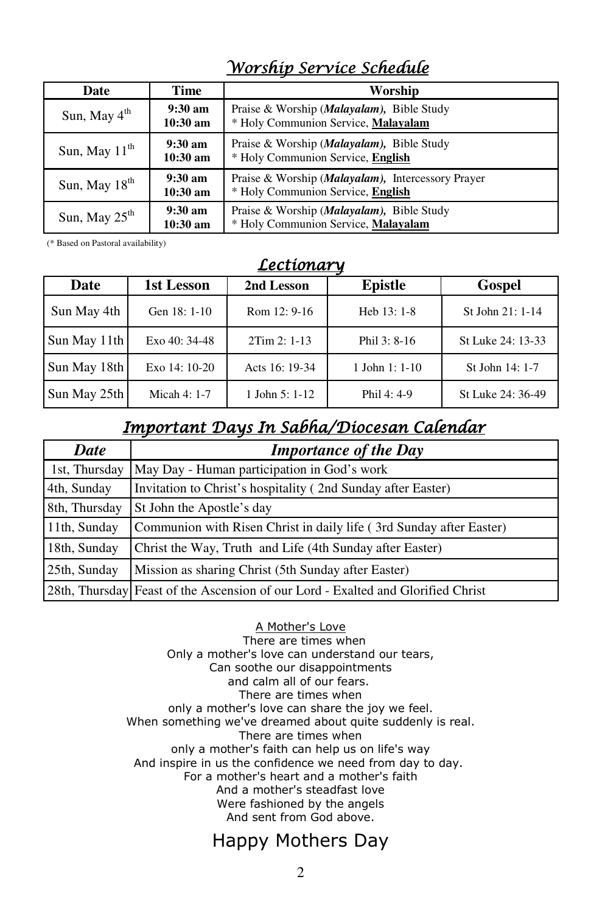## Worship Service Schedule

| Date | Time | Worship |
|---|---|---|
| Sun, May 4th | **9:30 am** **10:30 am** | Praise & Worship (***Malayalam***), Bible Study * Holy Communion Service, **Malayalam** |
| Sun, May 11th | **9:30 am** **10:30 am** | Praise & Worship (***Malayalam***), Bible Study * Holy Communion Service, **English** |
| Sun, May 18th | **9:30 am** **10:30 am** | Praise & Worship (***Malayalam***), Intercessory Prayer * Holy Communion Service, **English** |
| Sun, May 25th | **9:30 am** **10:30 am** | Praise & Worship (***Malayalam***), Bible Study * Holy Communion Service, **Malayalam** |

(* Based on Pastoral availability)

## Lectionary

| Date | 1st Lesson | 2nd Lesson | Epistle | Gospel |
|---|---|---|---|---|
| Sun May 4th | Gen 18: 1-10 | Rom 12: 9-16 | Heb 13: 1-8 | St John 21: 1-14 |
| Sun May 11th | Exo 40: 34-48 | 2Tim 2: 1-13 | Phil 3: 8-16 | St Luke 24: 13-33 |
| Sun May 18th | Exo 14: 10-20 | Acts 16: 19-34 | 1 John 1: 1-10 | St John 14: 1-7 |
| Sun May 25th | Micah 4: 1-7 | 1 John 5: 1-12 | Phil 4: 4-9 | St Luke 24: 36-49 |

## Important Days In Sabha/Diocesan Calendar

| *Date* | *Importance of the Day* |
|---|---|
| 1st, Thursday | May Day - Human participation in God's work |
| 4th, Sunday | Invitation to Christ's hospitality ( 2nd Sunday after Easter) |
| 8th, Thursday | St John the Apostle's day |
| 11th, Sunday | Communion with Risen Christ in daily life ( 3rd Sunday after Easter) |
| 18th, Sunday | Christ the Way, Truth and Life (4th Sunday after Easter) |
| 25th, Sunday | Mission as sharing Christ (5th Sunday after Easter) |
| 28th, Thursday | Feast of the Ascension of our Lord - Exalted and Glorified Christ |

A Mother's Love

There are times when
Only a mother's love can understand our tears,
Can soothe our disappointments
and calm all of our fears.
There are times when
only a mother's love can share the joy we feel.
When something we've dreamed about quite suddenly is real.
There are times when
only a mother's faith can help us on life's way
And inspire in us the confidence we need from day to day.
For a mother's heart and a mother's faith
And a mother's steadfast love
Were fashioned by the angels
And sent from God above.

## Happy Mothers Day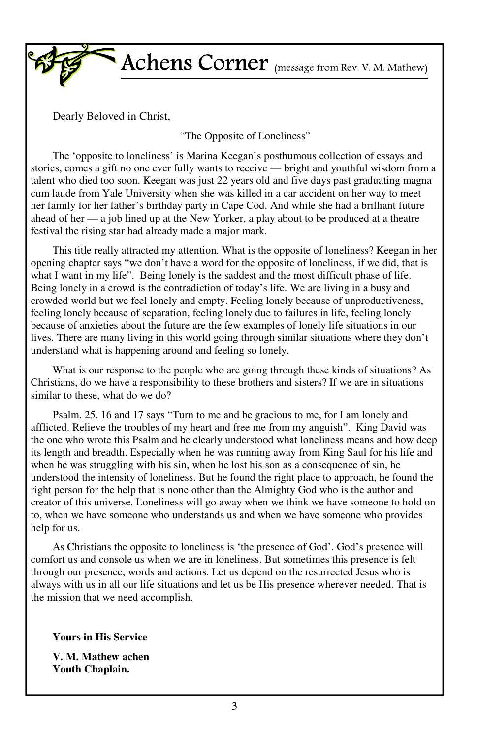# Achens Corner (message from Rev. V. M. Mathew)

Dearly Beloved in Christ,

"The Opposite of Loneliness"

The 'opposite to loneliness' is Marina Keegan's posthumous collection of essays and stories, comes a gift no one ever fully wants to receive — bright and youthful wisdom from a talent who died too soon. Keegan was just 22 years old and five days past graduating magna cum laude from Yale University when she was killed in a car accident on her way to meet her family for her father's birthday party in Cape Cod. And while she had a brilliant future ahead of her — a job lined up at the New Yorker, a play about to be produced at a theatre festival the rising star had already made a major mark.

This title really attracted my attention. What is the opposite of loneliness? Keegan in her opening chapter says "we don't have a word for the opposite of loneliness, if we did, that is what I want in my life". Being lonely is the saddest and the most difficult phase of life. Being lonely in a crowd is the contradiction of today's life. We are living in a busy and crowded world but we feel lonely and empty. Feeling lonely because of unproductiveness, feeling lonely because of separation, feeling lonely due to failures in life, feeling lonely because of anxieties about the future are the few examples of lonely life situations in our lives. There are many living in this world going through similar situations where they don't understand what is happening around and feeling so lonely.

What is our response to the people who are going through these kinds of situations? As Christians, do we have a responsibility to these brothers and sisters? If we are in situations similar to these, what do we do?

Psalm. 25. 16 and 17 says "Turn to me and be gracious to me, for I am lonely and afflicted. Relieve the troubles of my heart and free me from my anguish". King David was the one who wrote this Psalm and he clearly understood what loneliness means and how deep its length and breadth. Especially when he was running away from King Saul for his life and when he was struggling with his sin, when he lost his son as a consequence of sin, he understood the intensity of loneliness. But he found the right place to approach, he found the right person for the help that is none other than the Almighty God who is the author and creator of this universe. Loneliness will go away when we think we have someone to hold on to, when we have someone who understands us and when we have someone who provides help for us.

As Christians the opposite to loneliness is 'the presence of God'. God's presence will comfort us and console us when we are in loneliness. But sometimes this presence is felt through our presence, words and actions. Let us depend on the resurrected Jesus who is always with us in all our life situations and let us be His presence wherever needed. That is the mission that we need accomplish.

**Yours in His Service**

**V. M. Mathew achen**
**Youth Chaplain.**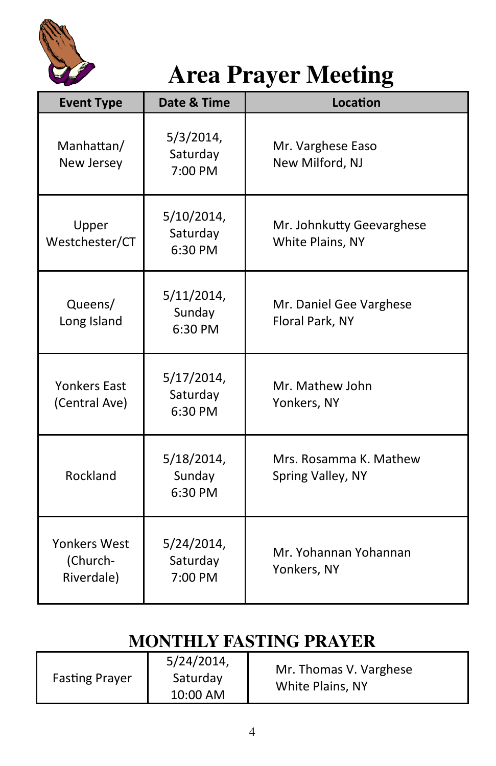# Area Prayer Meeting

| Event Type | Date & Time | Location |
| --- | --- | --- |
| Manhattan/ New Jersey | 5/3/2014, Saturday 7:00 PM | Mr. Varghese Easo New Milford, NJ |
| Upper Westchester/CT | 5/10/2014, Saturday 6:30 PM | Mr. Johnkutty Geevarghese White Plains, NY |
| Queens/ Long Island | 5/11/2014, Sunday 6:30 PM | Mr. Daniel Gee Varghese Floral Park, NY |
| Yonkers East (Central Ave) | 5/17/2014, Saturday 6:30 PM | Mr. Mathew John Yonkers, NY |
| Rockland | 5/18/2014, Sunday 6:30 PM | Mrs. Rosamma K. Mathew Spring Valley, NY |
| Yonkers West (Church-Riverdale) | 5/24/2014, Saturday 7:00 PM | Mr. Yohannan Yohannan Yonkers, NY |

## MONTHLY FASTING PRAYER

| | | |
| --- | --- | --- |
| Fasting Prayer | 5/24/2014, Saturday 10:00 AM | Mr. Thomas V. Varghese White Plains, NY |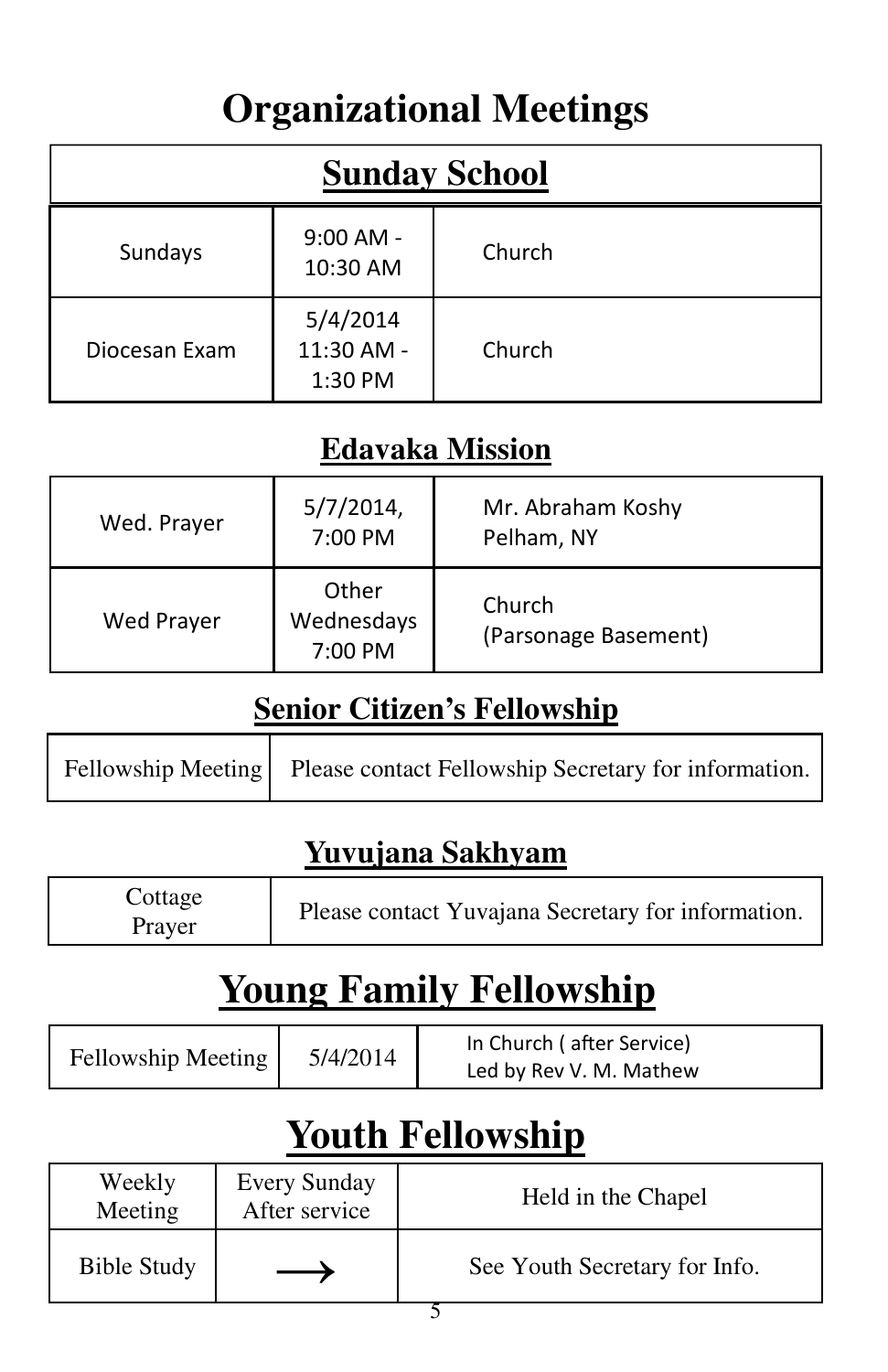# Organizational Meetings

## Sunday School

| | | |
|---|---|---|
| Sundays | 9:00 AM - 10:30 AM | Church |
| Diocesan Exam | 5/4/2014 11:30 AM - 1:30 PM | Church |

## Edavaka Mission

| | | |
|---|---|---|
| Wed. Prayer | 5/7/2014, 7:00 PM | Mr. Abraham Koshy Pelham, NY |
| Wed Prayer | Other Wednesdays 7:00 PM | Church (Parsonage Basement) |

## Senior Citizen's Fellowship

| | |
|---|---|
| Fellowship Meeting | Please contact Fellowship Secretary for information. |

## Yuvujana Sakhyam

| | |
|---|---|
| Cottage Prayer | Please contact Yuvajana Secretary for information. |

# Young Family Fellowship

| | | |
|---|---|---|
| Fellowship Meeting | 5/4/2014 | In Church ( after Service) Led by Rev V. M. Mathew |

# Youth Fellowship

| | | |
|---|---|---|
| Weekly Meeting | Every Sunday After service | Held in the Chapel |
| Bible Study | ⟶ | See Youth Secretary for Info. |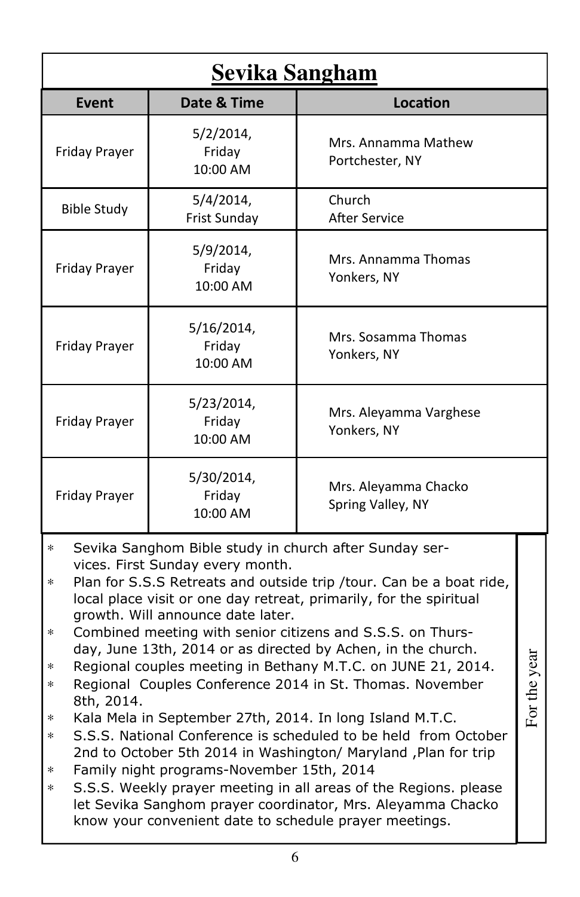# Sevika Sangham

| Event | Date & Time | Location |
|---|---|---|
| Friday Prayer | 5/2/2014, Friday 10:00 AM | Mrs. Annamma Mathew Portchester, NY |
| Bible Study | 5/4/2014, Frist Sunday | Church After Service |
| Friday Prayer | 5/9/2014, Friday 10:00 AM | Mrs. Annamma Thomas Yonkers, NY |
| Friday Prayer | 5/16/2014, Friday 10:00 AM | Mrs. Sosamma Thomas Yonkers, NY |
| Friday Prayer | 5/23/2014, Friday 10:00 AM | Mrs. Aleyamma Varghese Yonkers, NY |
| Friday Prayer | 5/30/2014, Friday 10:00 AM | Mrs. Aleyamma Chacko Spring Valley, NY |

**For the year**

- Sevika Sanghom Bible study in church after Sunday services. First Sunday every month.
- Plan for S.S.S Retreats and outside trip /tour. Can be a boat ride, local place visit or one day retreat, primarily, for the spiritual growth. Will announce date later.
- Combined meeting with senior citizens and S.S.S. on Thursday, June 13th, 2014 or as directed by Achen, in the church.
- Regional couples meeting in Bethany M.T.C. on JUNE 21, 2014.
- Regional Couples Conference 2014 in St. Thomas. November 8th, 2014.
- Kala Mela in September 27th, 2014. In long Island M.T.C.
- S.S.S. National Conference is scheduled to be held from October 2nd to October 5th 2014 in Washington/ Maryland ,Plan for trip
- Family night programs-November 15th, 2014
- S.S.S. Weekly prayer meeting in all areas of the Regions. please let Sevika Sanghom prayer coordinator, Mrs. Aleyamma Chacko know your convenient date to schedule prayer meetings.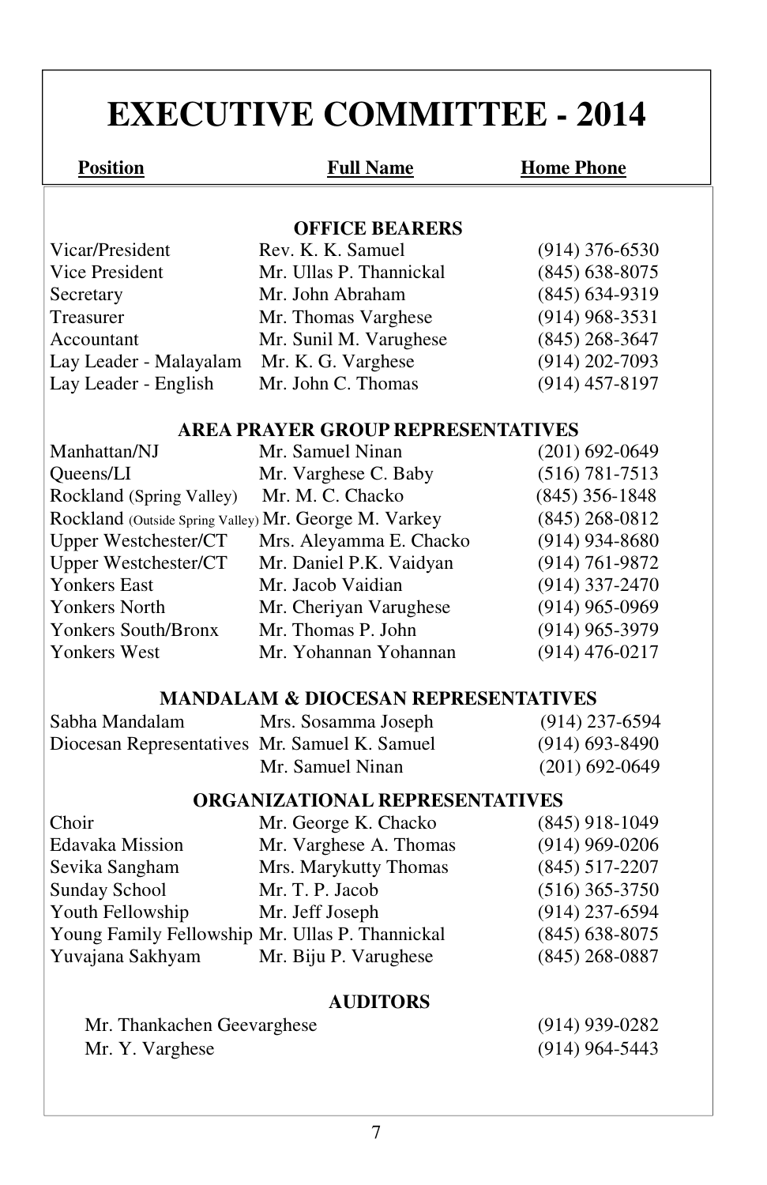# EXECUTIVE COMMITTEE - 2014

| Position | Full Name | Home Phone |
| --- | --- | --- |
| **OFFICE BEARERS** | | |
| Vicar/President | Rev. K. K. Samuel | (914) 376-6530 |
| Vice President | Mr. Ullas P. Thannickal | (845) 638-8075 |
| Secretary | Mr. John Abraham | (845) 634-9319 |
| Treasurer | Mr. Thomas Varghese | (914) 968-3531 |
| Accountant | Mr. Sunil M. Varughese | (845) 268-3647 |
| Lay Leader - Malayalam | Mr. K. G. Varghese | (914) 202-7093 |
| Lay Leader - English | Mr. John C. Thomas | (914) 457-8197 |
| **AREA PRAYER GROUP REPRESENTATIVES** | | |
| Manhattan/NJ | Mr. Samuel Ninan | (201) 692-0649 |
| Queens/LI | Mr. Varghese C. Baby | (516) 781-7513 |
| Rockland (Spring Valley) | Mr. M. C. Chacko | (845) 356-1848 |
| Rockland (Outside Spring Valley) | Mr. George M. Varkey | (845) 268-0812 |
| Upper Westchester/CT | Mrs. Aleyamma E. Chacko | (914) 934-8680 |
| Upper Westchester/CT | Mr. Daniel P.K. Vaidyan | (914) 761-9872 |
| Yonkers East | Mr. Jacob Vaidian | (914) 337-2470 |
| Yonkers North | Mr. Cheriyan Varughese | (914) 965-0969 |
| Yonkers South/Bronx | Mr. Thomas P. John | (914) 965-3979 |
| Yonkers West | Mr. Yohannan Yohannan | (914) 476-0217 |
| **MANDALAM & DIOCESAN REPRESENTATIVES** | | |
| Sabha Mandalam | Mrs. Sosamma Joseph | (914) 237-6594 |
| Diocesan Representatives | Mr. Samuel K. Samuel | (914) 693-8490 |
| | Mr. Samuel Ninan | (201) 692-0649 |
| **ORGANIZATIONAL REPRESENTATIVES** | | |
| Choir | Mr. George K. Chacko | (845) 918-1049 |
| Edavaka Mission | Mr. Varghese A. Thomas | (914) 969-0206 |
| Sevika Sangham | Mrs. Marykutty Thomas | (845) 517-2207 |
| Sunday School | Mr. T. P. Jacob | (516) 365-3750 |
| Youth Fellowship | Mr. Jeff Joseph | (914) 237-6594 |
| Young Family Fellowship | Mr. Ullas P. Thannickal | (845) 638-8075 |
| Yuvajana Sakhyam | Mr. Biju P. Varughese | (845) 268-0887 |
| **AUDITORS** | | |
| Mr. Thankachen Geevarghese | | (914) 939-0282 |
| Mr. Y. Varghese | | (914) 964-5443 |